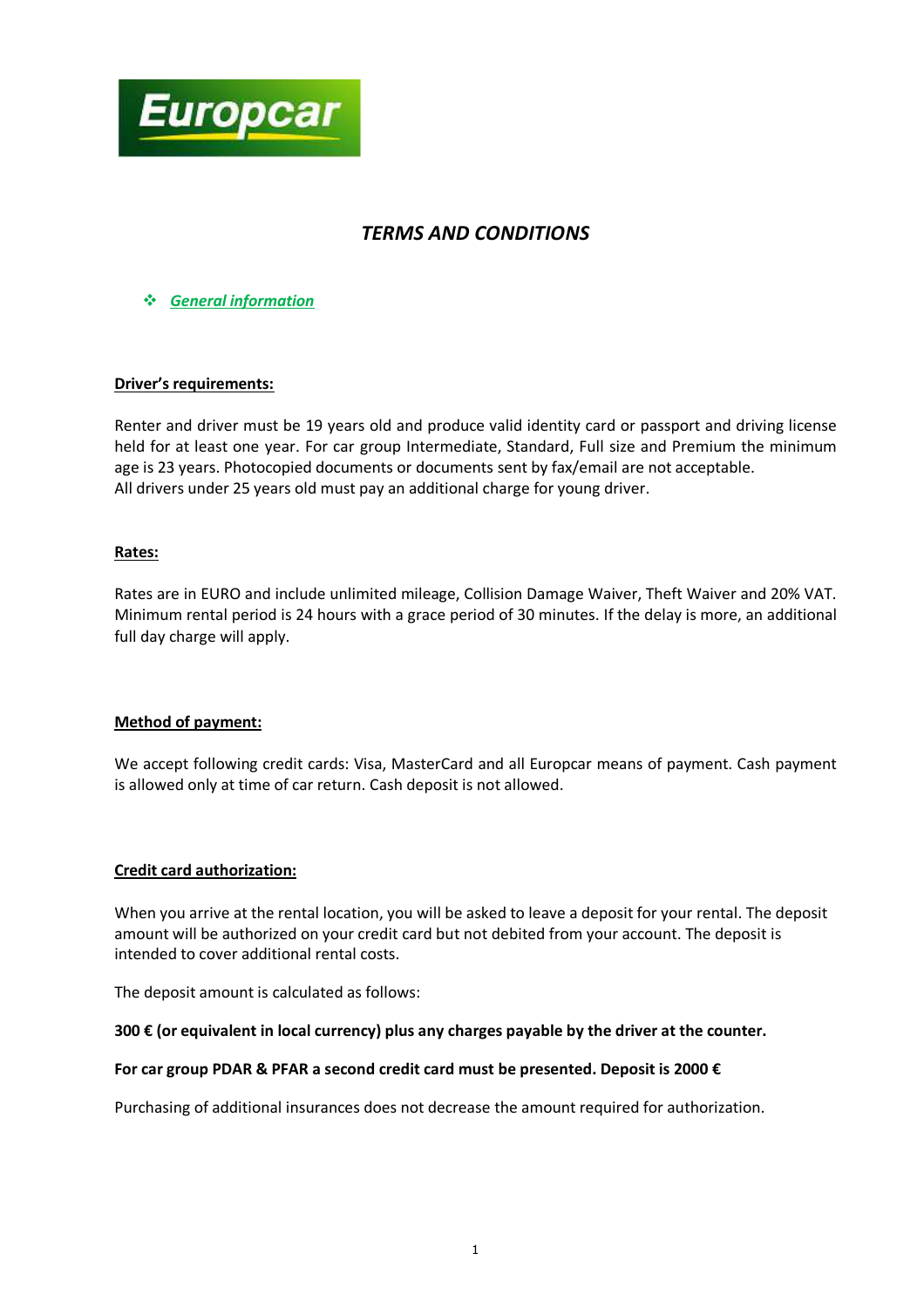# *TERMS AND CONDITIONS*

## ❖ *General information*

**Driver's requirements:**

Renter and driver must be 19 years old and produce valid identity card or passport and driving license held for at least one year. For car group Intermediate, Standard, Full size and Premium the minimum age is 23 years. Photocopied documents or documents sent by fax/email are not acceptable.
All drivers under 25 years old must pay an additional charge for young driver.

**Rates:**

Rates are in EURO and include unlimited mileage, Collision Damage Waiver, Theft Waiver and 20% VAT. Minimum rental period is 24 hours with a grace period of 30 minutes. If the delay is more, an additional full day charge will apply.

**Method of payment:**

We accept following credit cards: Visa, MasterCard and all Europcar means of payment. Cash payment is allowed only at time of car return. Cash deposit is not allowed.

**Credit card authorization:**

When you arrive at the rental location, you will be asked to leave a deposit for your rental. The deposit amount will be authorized on your credit card but not debited from your account. The deposit is intended to cover additional rental costs.

The deposit amount is calculated as follows:

**300 € (or equivalent in local currency) plus any charges payable by the driver at the counter.**

**For car group PDAR & PFAR a second credit card must be presented. Deposit is 2000 €**

Purchasing of additional insurances does not decrease the amount required for authorization.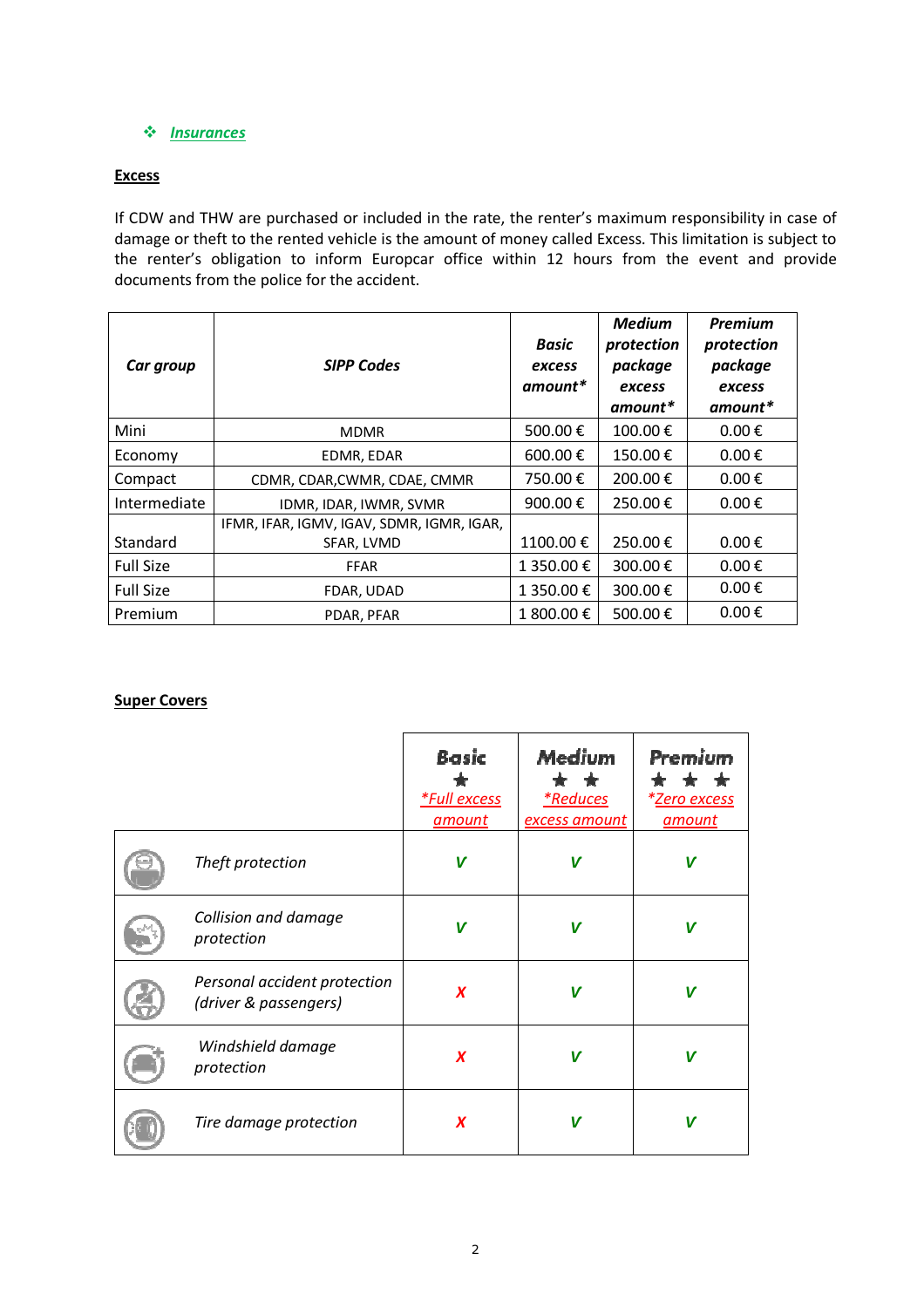❖ ***Insurances***

**Excess**

If CDW and THW are purchased or included in the rate, the renter's maximum responsibility in case of damage or theft to the rented vehicle is the amount of money called Excess. This limitation is subject to the renter's obligation to inform Europcar office within 12 hours from the event and provide documents from the police for the accident.

| *Car group* | *SIPP Codes* | *Basic excess amount** | *Medium protection package excess amount** | *Premium protection package excess amount** |
|---|---|---|---|---|
| Mini | MDMR | 500.00 € | 100.00 € | 0.00 € |
| Economy | EDMR, EDAR | 600.00 € | 150.00 € | 0.00 € |
| Compact | CDMR, CDAR,CWMR, CDAE, CMMR | 750.00 € | 200.00 € | 0.00 € |
| Intermediate | IDMR, IDAR, IWMR, SVMR | 900.00 € | 250.00 € | 0.00 € |
| Standard | IFMR, IFAR, IGMV, IGAV, SDMR, IGMR, IGAR, SFAR, LVMD | 1100.00 € | 250.00 € | 0.00 € |
| Full Size | FFAR | 1 350.00 € | 300.00 € | 0.00 € |
| Full Size | FDAR, UDAD | 1 350.00 € | 300.00 € | 0.00 € |
| Premium | PDAR, PFAR | 1 800.00 € | 500.00 € | 0.00 € |

**Super Covers**

| | | Basic ★ *Full excess amount* | Medium ★ ★ *Reduces excess amount* | Premium ★ ★ ★ *Zero excess amount* |
|---|---|---|---|---|
| | *Theft protection* | V | V | V |
| | *Collision and damage protection* | V | V | V |
| | *Personal accident protection (driver & passengers)* | X | V | V |
| | *Windshield damage protection* | X | V | V |
| | *Tire damage protection* | X | V | V |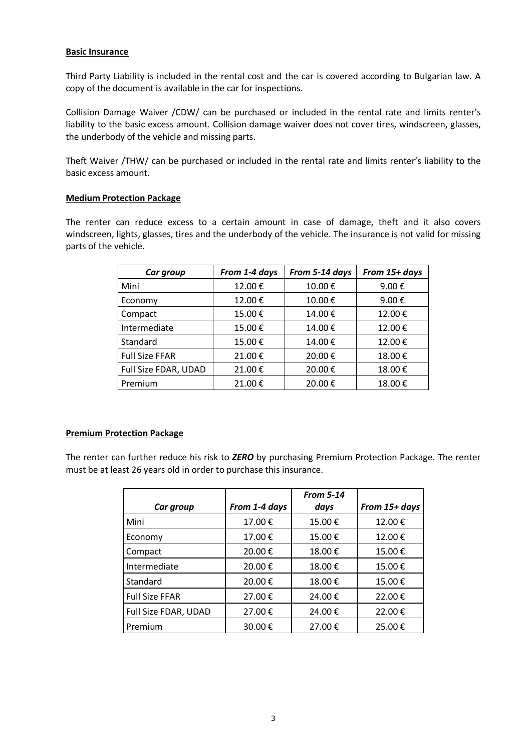**Basic Insurance**

Third Party Liability is included in the rental cost and the car is covered according to Bulgarian law. A copy of the document is available in the car for inspections.

Collision Damage Waiver /CDW/ can be purchased or included in the rental rate and limits renter's liability to the basic excess amount. Collision damage waiver does not cover tires, windscreen, glasses, the underbody of the vehicle and missing parts.

Theft Waiver /THW/ can be purchased or included in the rental rate and limits renter's liability to the basic excess amount.

**Medium Protection Package**

The renter can reduce excess to a certain amount in case of damage, theft and it also covers windscreen, lights, glasses, tires and the underbody of the vehicle. The insurance is not valid for missing parts of the vehicle.

| *Car group* | *From 1-4 days* | *From 5-14 days* | *From 15+ days* |
|---|---|---|---|
| Mini | 12.00 € | 10.00 € | 9.00 € |
| Economy | 12.00 € | 10.00 € | 9.00 € |
| Compact | 15.00 € | 14.00 € | 12.00 € |
| Intermediate | 15.00 € | 14.00 € | 12.00 € |
| Standard | 15.00 € | 14.00 € | 12.00 € |
| Full Size FFAR | 21.00 € | 20.00 € | 18.00 € |
| Full Size FDAR, UDAD | 21.00 € | 20.00 € | 18.00 € |
| Premium | 21.00 € | 20.00 € | 18.00 € |

**Premium Protection Package**

The renter can further reduce his risk to ***ZERO*** by purchasing Premium Protection Package. The renter must be at least 26 years old in order to purchase this insurance.

| *Car group* | *From 1-4 days* | *From 5-14 days* | *From 15+ days* |
|---|---|---|---|
| Mini | 17.00 € | 15.00 € | 12.00 € |
| Economy | 17.00 € | 15.00 € | 12.00 € |
| Compact | 20.00 € | 18.00 € | 15.00 € |
| Intermediate | 20.00 € | 18.00 € | 15.00 € |
| Standard | 20.00 € | 18.00 € | 15.00 € |
| Full Size FFAR | 27.00 € | 24.00 € | 22.00 € |
| Full Size FDAR, UDAD | 27.00 € | 24.00 € | 22.00 € |
| Premium | 30.00 € | 27.00 € | 25.00 € |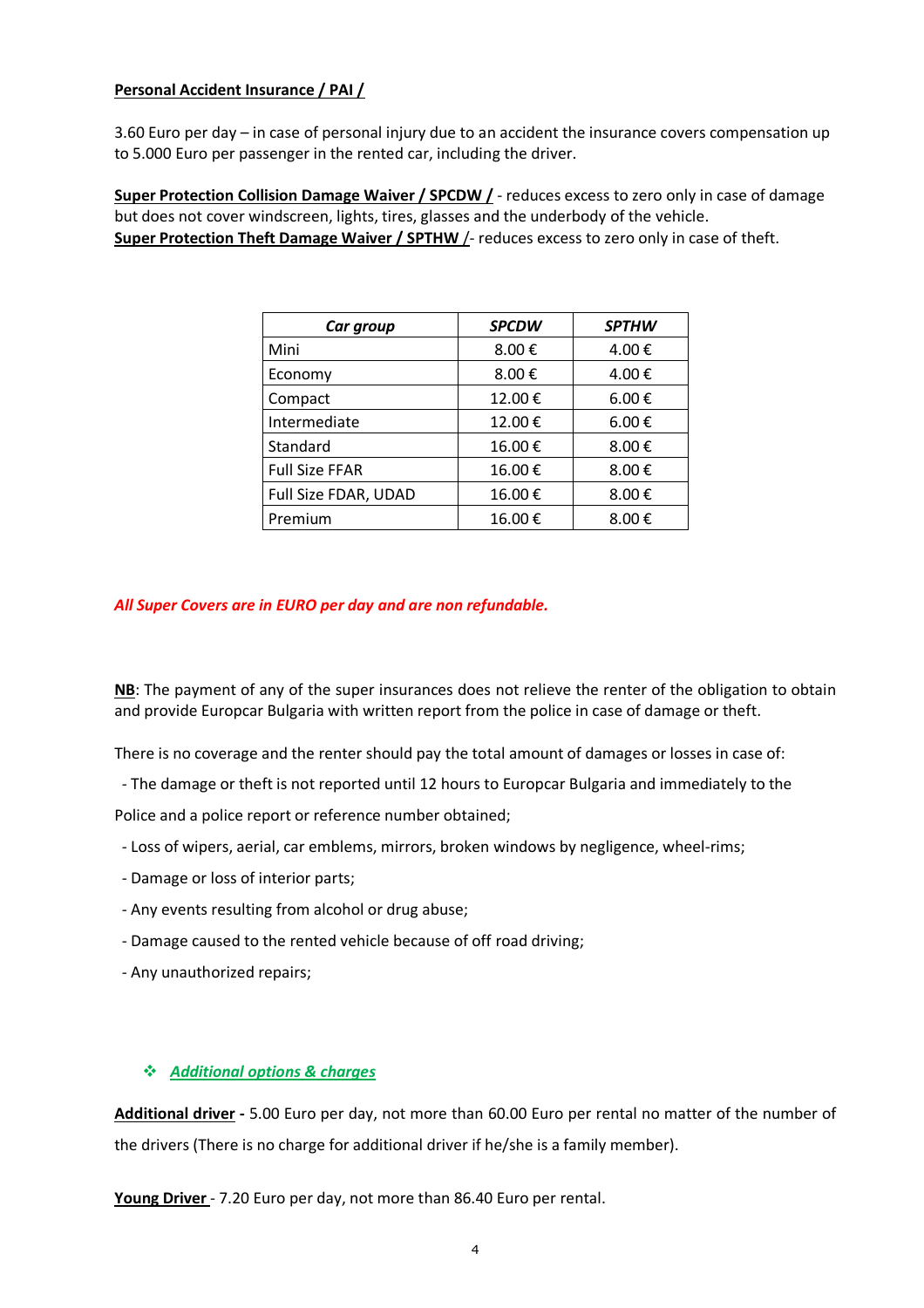**Personal Accident Insurance / PAI /**

3.60 Euro per day – in case of personal injury due to an accident the insurance covers compensation up to 5.000 Euro per passenger in the rented car, including the driver.

**Super Protection Collision Damage Waiver / SPCDW /** - reduces excess to zero only in case of damage but does not cover windscreen, lights, tires, glasses and the underbody of the vehicle.
**Super Protection Theft Damage Waiver / SPTHW /**- reduces excess to zero only in case of theft.

| *Car group* | *SPCDW* | *SPTHW* |
|---|---|---|
| Mini | 8.00 € | 4.00 € |
| Economy | 8.00 € | 4.00 € |
| Compact | 12.00 € | 6.00 € |
| Intermediate | 12.00 € | 6.00 € |
| Standard | 16.00 € | 8.00 € |
| Full Size FFAR | 16.00 € | 8.00 € |
| Full Size FDAR, UDAD | 16.00 € | 8.00 € |
| Premium | 16.00 € | 8.00 € |

***All Super Covers are in EURO per day and are non refundable.***

**NB**: The payment of any of the super insurances does not relieve the renter of the obligation to obtain and provide Europcar Bulgaria with written report from the police in case of damage or theft.

There is no coverage and the renter should pay the total amount of damages or losses in case of:

- The damage or theft is not reported until 12 hours to Europcar Bulgaria and immediately to the Police and a police report or reference number obtained;
- Loss of wipers, aerial, car emblems, mirrors, broken windows by negligence, wheel-rims;
- Damage or loss of interior parts;
- Any events resulting from alcohol or drug abuse;
- Damage caused to the rented vehicle because of off road driving;
- Any unauthorized repairs;

❖ ***Additional options & charges***

**Additional driver -** 5.00 Euro per day, not more than 60.00 Euro per rental no matter of the number of the drivers (There is no charge for additional driver if he/she is a family member).

**Young Driver** - 7.20 Euro per day, not more than 86.40 Euro per rental.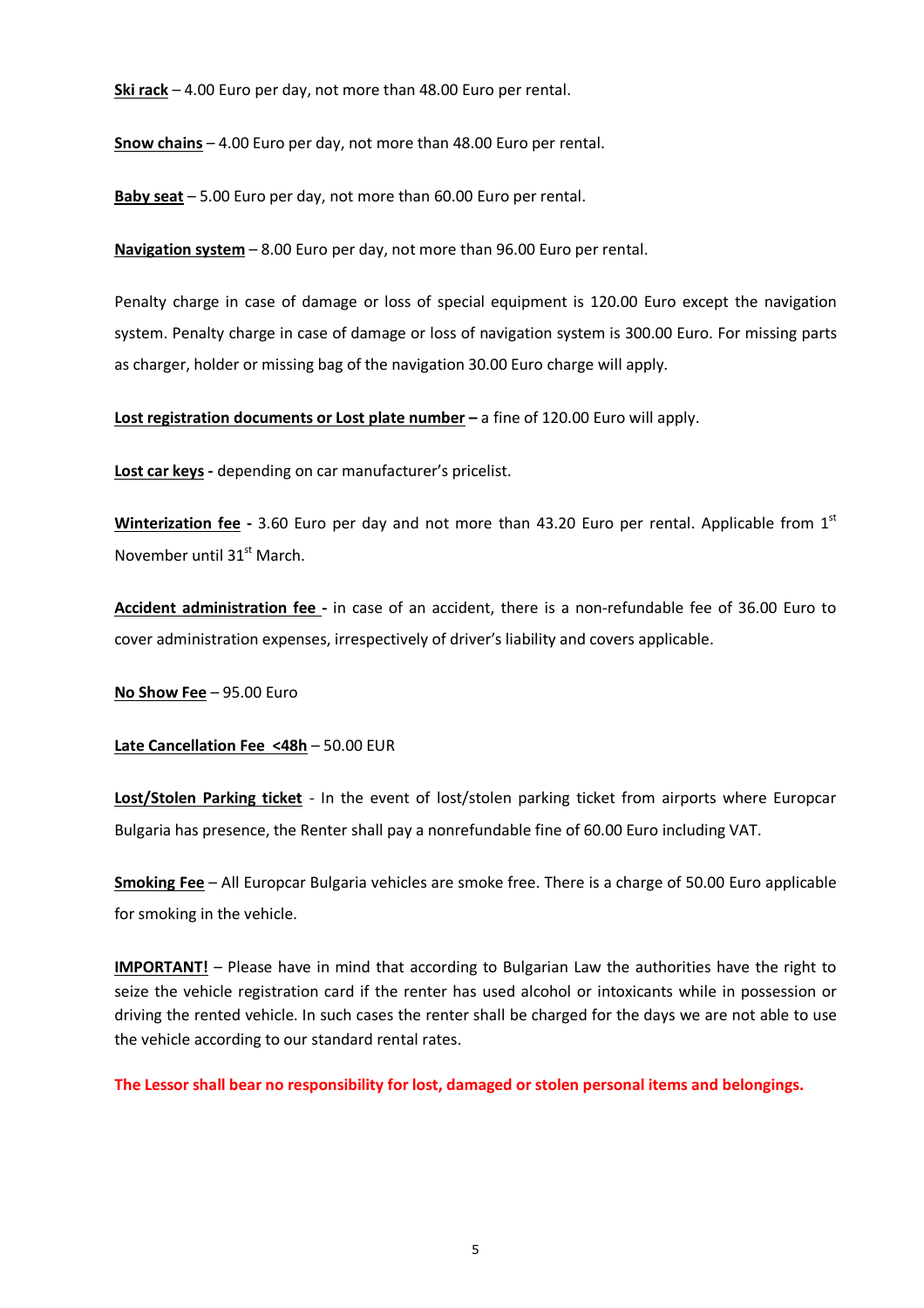**Ski rack** – 4.00 Euro per day, not more than 48.00 Euro per rental.

**Snow chains** – 4.00 Euro per day, not more than 48.00 Euro per rental.

**Baby seat** – 5.00 Euro per day, not more than 60.00 Euro per rental.

**Navigation system** – 8.00 Euro per day, not more than 96.00 Euro per rental.

Penalty charge in case of damage or loss of special equipment is 120.00 Euro except the navigation system. Penalty charge in case of damage or loss of navigation system is 300.00 Euro. For missing parts as charger, holder or missing bag of the navigation 30.00 Euro charge will apply.

**Lost registration documents or Lost plate number –** a fine of 120.00 Euro will apply.

**Lost car keys -** depending on car manufacturer's pricelist.

**Winterization fee -** 3.60 Euro per day and not more than 43.20 Euro per rental. Applicable from 1st November until 31st March.

**Accident administration fee -** in case of an accident, there is a non-refundable fee of 36.00 Euro to cover administration expenses, irrespectively of driver's liability and covers applicable.

**No Show Fee** – 95.00 Euro

**Late Cancellation Fee <48h** – 50.00 EUR

**Lost/Stolen Parking ticket** - In the event of lost/stolen parking ticket from airports where Europcar Bulgaria has presence, the Renter shall pay a nonrefundable fine of 60.00 Euro including VAT.

**Smoking Fee** – All Europcar Bulgaria vehicles are smoke free. There is a charge of 50.00 Euro applicable for smoking in the vehicle.

**IMPORTANT!** – Please have in mind that according to Bulgarian Law the authorities have the right to seize the vehicle registration card if the renter has used alcohol or intoxicants while in possession or driving the rented vehicle. In such cases the renter shall be charged for the days we are not able to use the vehicle according to our standard rental rates.

**The Lessor shall bear no responsibility for lost, damaged or stolen personal items and belongings.**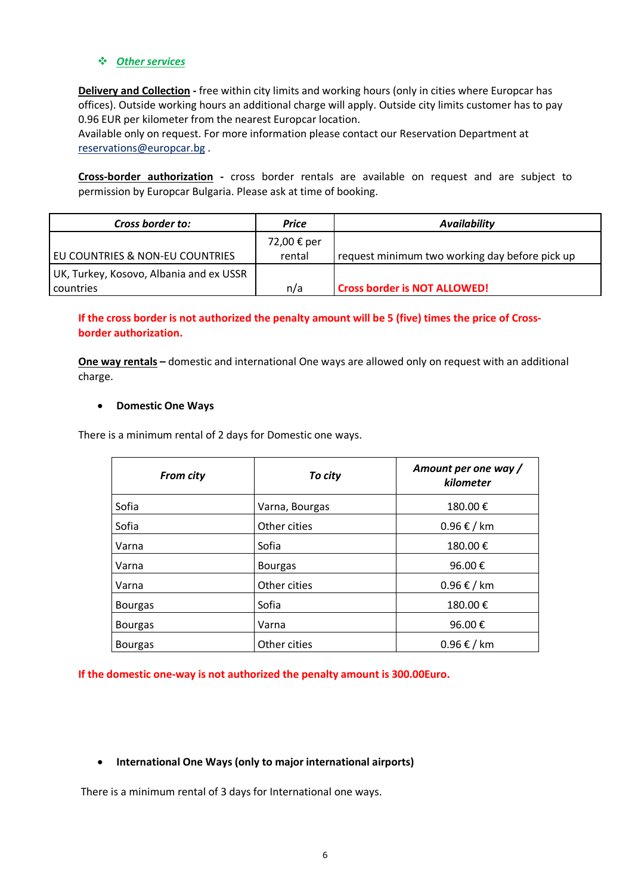## ❖ *Other services*

**Delivery and Collection -** free within city limits and working hours (only in cities where Europcar has offices). Outside working hours an additional charge will apply. Outside city limits customer has to pay 0.96 EUR per kilometer from the nearest Europcar location.
Available only on request. For more information please contact our Reservation Department at reservations@europcar.bg .

**Cross-border authorization -** cross border rentals are available on request and are subject to permission by Europcar Bulgaria. Please ask at time of booking.

| *Cross border to:* | *Price* | *Availability* |
|---|---|---|
| EU COUNTRIES & NON-EU COUNTRIES | 72,00 € per rental | request minimum two working day before pick up |
| UK, Turkey, Kosovo, Albania and ex USSR countries | n/a | **Cross border is NOT ALLOWED!** |

**If the cross border is not authorized the penalty amount will be 5 (five) times the price of Cross-border authorization.**

**One way rentals –** domestic and international One ways are allowed only on request with an additional charge.

- **Domestic One Ways**

There is a minimum rental of 2 days for Domestic one ways.

| *From city* | *To city* | *Amount per one way / kilometer* |
|---|---|---|
| Sofia | Varna, Bourgas | 180.00 € |
| Sofia | Other cities | 0.96 € / km |
| Varna | Sofia | 180.00 € |
| Varna | Bourgas | 96.00 € |
| Varna | Other cities | 0.96 € / km |
| Bourgas | Sofia | 180.00 € |
| Bourgas | Varna | 96.00 € |
| Bourgas | Other cities | 0.96 € / km |

**If the domestic one-way is not authorized the penalty amount is 300.00Euro.**

- **International One Ways (only to major international airports)**

There is a minimum rental of 3 days for International one ways.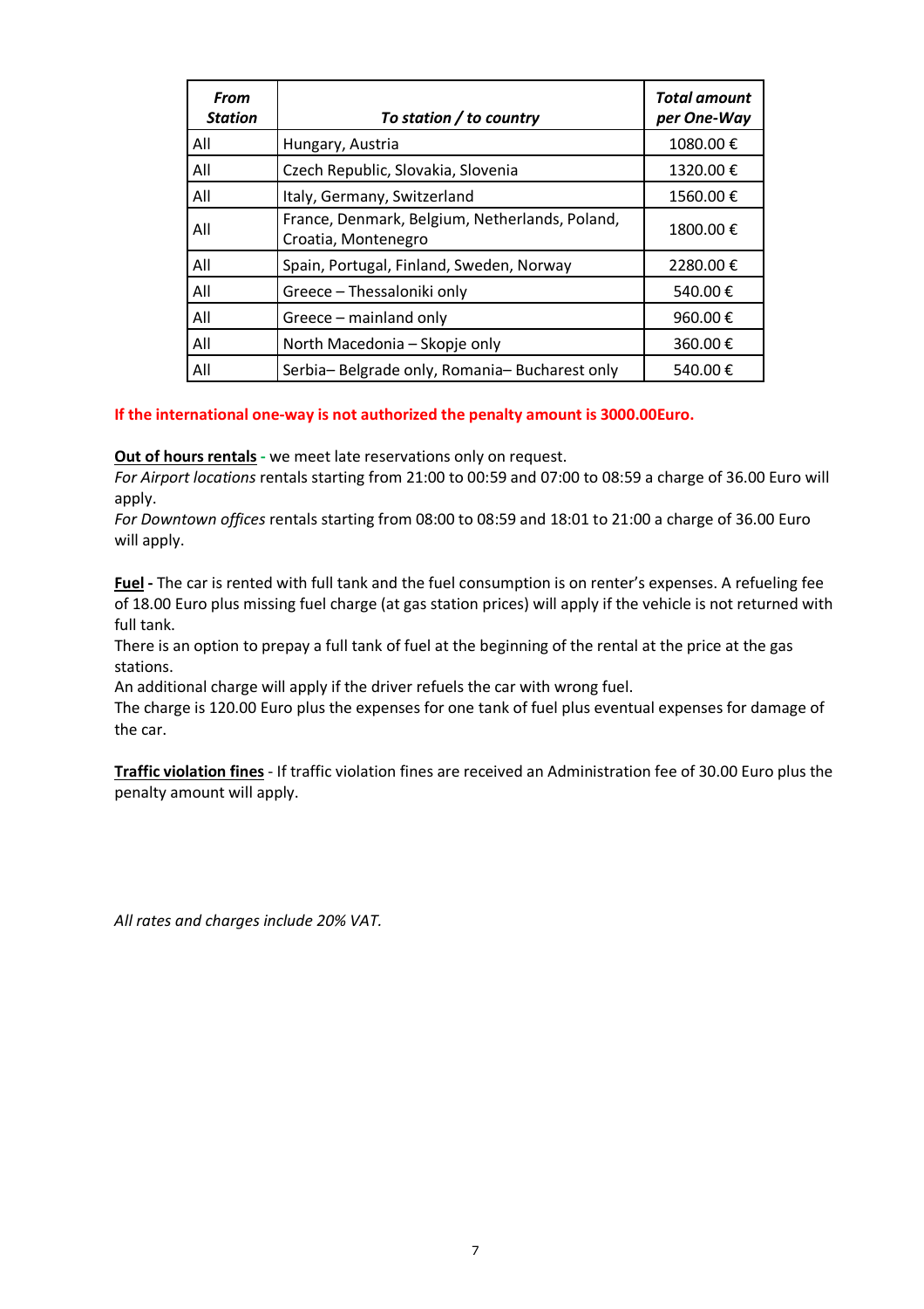| *From Station* | *To station / to country* | *Total amount per One-Way* |
|---|---|---|
| All | Hungary, Austria | 1080.00 € |
| All | Czech Republic, Slovakia, Slovenia | 1320.00 € |
| All | Italy, Germany, Switzerland | 1560.00 € |
| All | France, Denmark, Belgium, Netherlands, Poland, Croatia, Montenegro | 1800.00 € |
| All | Spain, Portugal, Finland, Sweden, Norway | 2280.00 € |
| All | Greece – Thessaloniki only | 540.00 € |
| All | Greece – mainland only | 960.00 € |
| All | North Macedonia – Skopje only | 360.00 € |
| All | Serbia– Belgrade only, Romania– Bucharest only | 540.00 € |

**If the international one-way is not authorized the penalty amount is 3000.00Euro.**

**Out of hours rentals -** we meet late reservations only on request.
*For Airport locations* rentals starting from 21:00 to 00:59 and 07:00 to 08:59 a charge of 36.00 Euro will apply.
*For Downtown offices* rentals starting from 08:00 to 08:59 and 18:01 to 21:00 a charge of 36.00 Euro will apply.

**Fuel -** The car is rented with full tank and the fuel consumption is on renter's expenses. A refueling fee of 18.00 Euro plus missing fuel charge (at gas station prices) will apply if the vehicle is not returned with full tank.
There is an option to prepay a full tank of fuel at the beginning of the rental at the price at the gas stations.
An additional charge will apply if the driver refuels the car with wrong fuel.
The charge is 120.00 Euro plus the expenses for one tank of fuel plus eventual expenses for damage of the car.

**Traffic violation fines** - If traffic violation fines are received an Administration fee of 30.00 Euro plus the penalty amount will apply.

*All rates and charges include 20% VAT.*